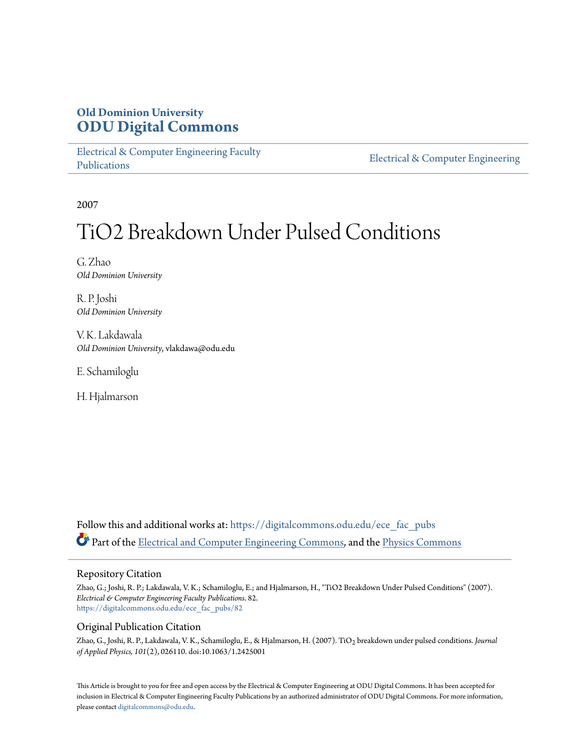# Old Dominion University
# ODU Digital Commons

Electrical & Computer Engineering Faculty Publications

Electrical & Computer Engineering

2007

# TiO2 Breakdown Under Pulsed Conditions

G. Zhao
*Old Dominion University*

R. P. Joshi
*Old Dominion University*

V. K. Lakdawala
*Old Dominion University*, vlakdawa@odu.edu

E. Schamiloglu

H. Hjalmarson

Follow this and additional works at: https://digitalcommons.odu.edu/ece_fac_pubs

Part of the Electrical and Computer Engineering Commons, and the Physics Commons

## Repository Citation

Zhao, G.; Joshi, R. P.; Lakdawala, V. K.; Schamiloglu, E.; and Hjalmarson, H., "TiO2 Breakdown Under Pulsed Conditions" (2007). *Electrical & Computer Engineering Faculty Publications*. 82.
https://digitalcommons.odu.edu/ece_fac_pubs/82

## Original Publication Citation

Zhao, G., Joshi, R. P., Lakdawala, V. K., Schamiloglu, E., & Hjalmarson, H. (2007). $TiO_2$ breakdown under pulsed conditions. *Journal of Applied Physics, 101*(2), 026110. doi:10.1063/1.2425001

This Article is brought to you for free and open access by the Electrical & Computer Engineering at ODU Digital Commons. It has been accepted for inclusion in Electrical & Computer Engineering Faculty Publications by an authorized administrator of ODU Digital Commons. For more information, please contact digitalcommons@odu.edu.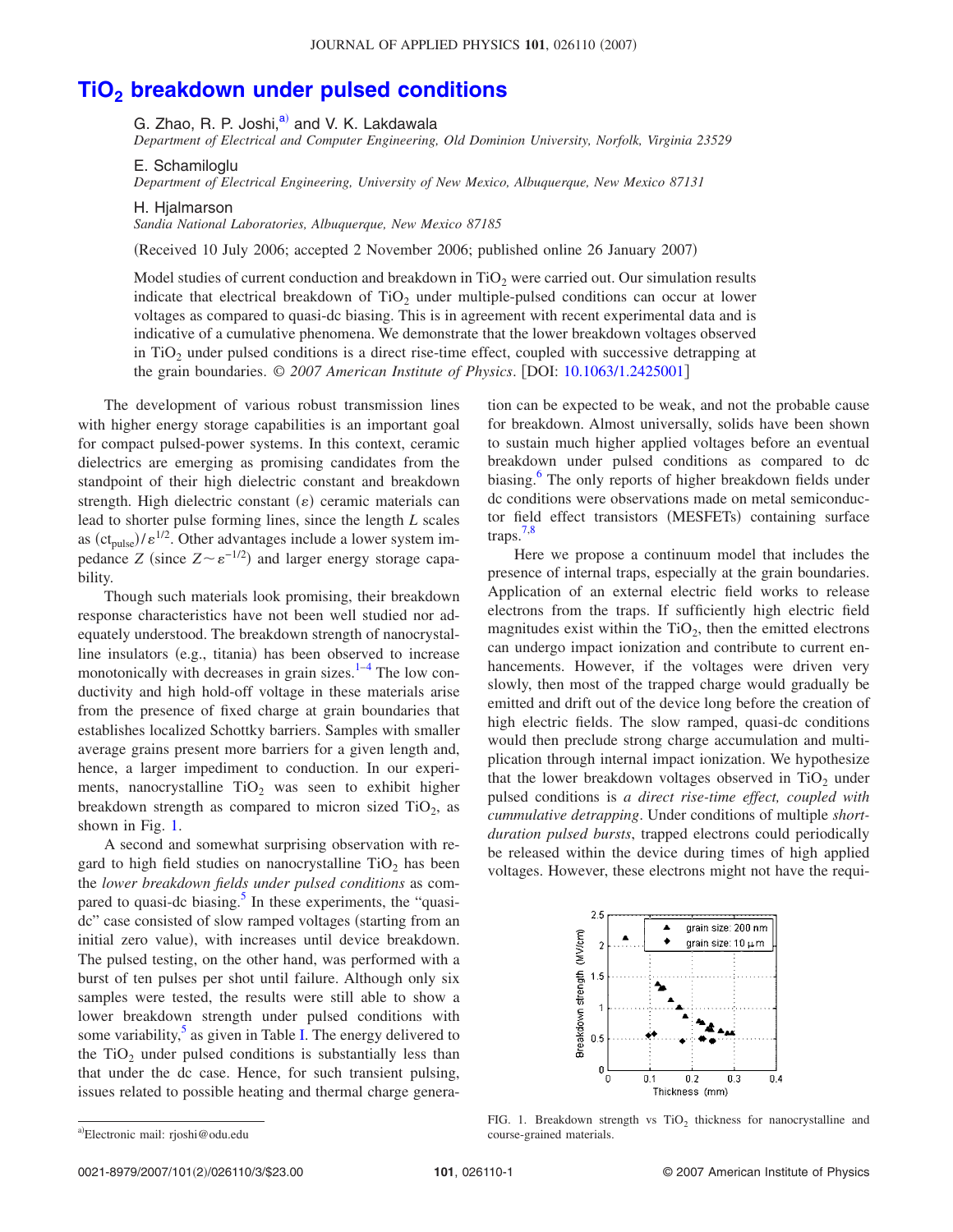# $TiO_2$ breakdown under pulsed conditions

G. Zhao, R. P. Joshi,[a] and V. K. Lakdawala
*Department of Electrical and Computer Engineering, Old Dominion University, Norfolk, Virginia 23529*

E. Schamiloglu
*Department of Electrical Engineering, University of New Mexico, Albuquerque, New Mexico 87131*

H. Hjalmarson
*Sandia National Laboratories, Albuquerque, New Mexico 87185*

(Received 10 July 2006; accepted 2 November 2006; published online 26 January 2007)

Model studies of current conduction and breakdown in $TiO_2$ were carried out. Our simulation results indicate that electrical breakdown of $TiO_2$ under multiple-pulsed conditions can occur at lower voltages as compared to quasi-dc biasing. This is in agreement with recent experimental data and is indicative of a cumulative phenomena. We demonstrate that the lower breakdown voltages observed in $TiO_2$ under pulsed conditions is a direct rise-time effect, coupled with successive detrapping at the grain boundaries. © *2007 American Institute of Physics*. [DOI: 10.1063/1.2425001]

The development of various robust transmission lines with higher energy storage capabilities is an important goal for compact pulsed-power systems. In this context, ceramic dielectrics are emerging as promising candidates from the standpoint of their high dielectric constant and breakdown strength. High dielectric constant ($\varepsilon$) ceramic materials can lead to shorter pulse forming lines, since the length $L$ scales as $(ct_{pulse})/\varepsilon^{1/2}$. Other advantages include a lower system impedance $Z$ (since $Z \sim \varepsilon^{-1/2}$) and larger energy storage capability.

Though such materials look promising, their breakdown response characteristics have not been well studied nor adequately understood. The breakdown strength of nanocrystalline insulators (e.g., titania) has been observed to increase monotonically with decreases in grain sizes.[1–4] The low conductivity and high hold-off voltage in these materials arise from the presence of fixed charge at grain boundaries that establishes localized Schottky barriers. Samples with smaller average grains present more barriers for a given length and, hence, a larger impediment to conduction. In our experiments, nanocrystalline $TiO_2$ was seen to exhibit higher breakdown strength as compared to micron sized $TiO_2$, as shown in Fig. 1.

A second and somewhat surprising observation with regard to high field studies on nanocrystalline $TiO_2$ has been the *lower breakdown fields under pulsed conditions* as compared to quasi-dc biasing.[5] In these experiments, the "quasi-dc" case consisted of slow ramped voltages (starting from an initial zero value), with increases until device breakdown. The pulsed testing, on the other hand, was performed with a burst of ten pulses per shot until failure. Although only six samples were tested, the results were still able to show a lower breakdown strength under pulsed conditions with some variability,[5] as given in Table I. The energy delivered to the $TiO_2$ under pulsed conditions is substantially less than that under the dc case. Hence, for such transient pulsing, issues related to possible heating and thermal charge generation can be expected to be weak, and not the probable cause for breakdown. Almost universally, solids have been shown to sustain much higher applied voltages before an eventual breakdown under pulsed conditions as compared to dc biasing.[6] The only reports of higher breakdown fields under dc conditions were observations made on metal semiconductor field effect transistors (MESFETs) containing surface traps.[7,8]

Here we propose a continuum model that includes the presence of internal traps, especially at the grain boundaries. Application of an external electric field works to release electrons from the traps. If sufficiently high electric field magnitudes exist within the $TiO_2$, then the emitted electrons can undergo impact ionization and contribute to current enhancements. However, if the voltages were driven very slowly, then most of the trapped charge would gradually be emitted and drift out of the device long before the creation of high electric fields. The slow ramped, quasi-dc conditions would then preclude strong charge accumulation and multiplication through internal impact ionization. We hypothesize that the lower breakdown voltages observed in $TiO_2$ under pulsed conditions is *a direct rise-time effect, coupled with cummulative detrapping*. Under conditions of multiple *short-duration pulsed bursts*, trapped electrons could periodically be released within the device during times of high applied voltages. However, these electrons might not have the requi-

FIG. 1. Breakdown strength vs $TiO_2$ thickness for nanocrystalline and course-grained materials.

[a]Electronic mail: rjoshi@odu.edu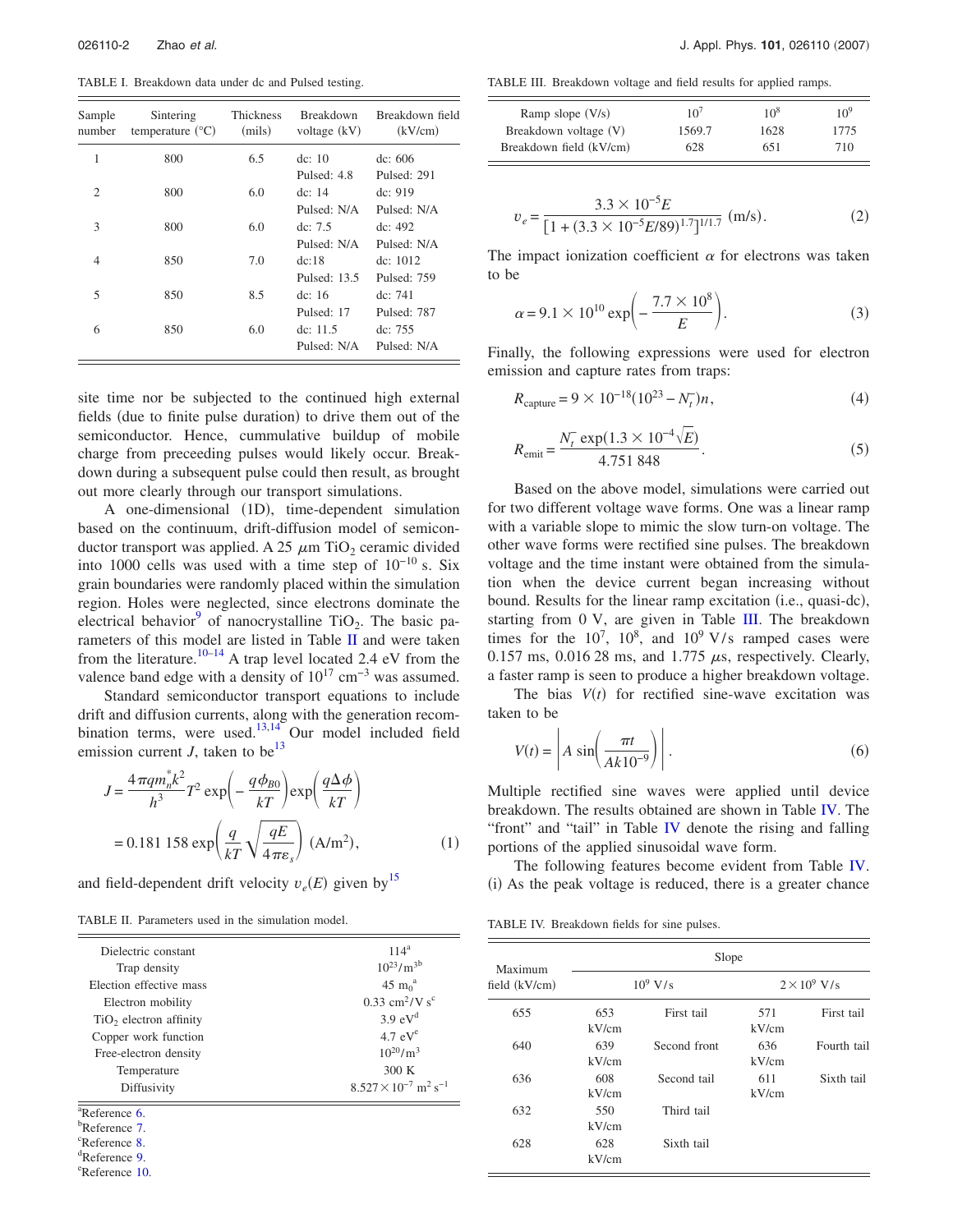TABLE I. Breakdown data under dc and Pulsed testing.

| Sample number | Sintering temperature (°C) | Thickness (mils) | Breakdown voltage (kV) | Breakdown field (kV/cm) |
|---|---|---|---|---|
| 1 | 800 | 6.5 | dc: 10 | dc: 606 |
| | | | Pulsed: 4.8 | Pulsed: 291 |
| 2 | 800 | 6.0 | dc: 14 | dc: 919 |
| | | | Pulsed: N/A | Pulsed: N/A |
| 3 | 800 | 6.0 | dc: 7.5 | dc: 492 |
| | | | Pulsed: N/A | Pulsed: N/A |
| 4 | 850 | 7.0 | dc:18 | dc: 1012 |
| | | | Pulsed: 13.5 | Pulsed: 759 |
| 5 | 850 | 8.5 | dc: 16 | dc: 741 |
| | | | Pulsed: 17 | Pulsed: 787 |
| 6 | 850 | 6.0 | dc: 11.5 | dc: 755 |
| | | | Pulsed: N/A | Pulsed: N/A |

site time nor be subjected to the continued high external fields (due to finite pulse duration) to drive them out of the semiconductor. Hence, cummulative buildup of mobile charge from preceeding pulses would likely occur. Breakdown during a subsequent pulse could then result, as brought out more clearly through our transport simulations.

A one-dimensional (1D), time-dependent simulation based on the continuum, drift-diffusion model of semiconductor transport was applied. A 25 $\mu$m $TiO_2$ ceramic divided into 1000 cells was used with a time step of $10^{-10}$ s. Six grain boundaries were randomly placed within the simulation region. Holes were neglected, since electrons dominate the electrical behavior[9] of nanocrystalline $TiO_2$. The basic parameters of this model are listed in Table II and were taken from the literature.[10–14] A trap level located 2.4 eV from the valence band edge with a density of $10^{17}$ cm$^{-3}$ was assumed.

Standard semiconductor transport equations to include drift and diffusion currents, along with the generation recombination terms, were used.[13,14] Our model included field emission current $J$, taken to be[13]

$$J = \frac{4\pi q m_n^* k^2}{h^3} T^2 \exp\left(-\frac{q\phi_{B0}}{kT}\right) \exp\left(\frac{q\Delta\phi}{kT}\right) = 0.181\,158 \exp\left(\frac{q}{kT}\sqrt{\frac{qE}{4\pi\varepsilon_s}}\right) \text{ (A/m}^2\text{)}, \tag{1}$$

and field-dependent drift velocity $v_e(E)$ given by[15]

TABLE II. Parameters used in the simulation model.

| Parameter | Value |
|---|---|
| Dielectric constant | 114[a] |
| Trap density | $10^{23}$/m$^3$ [b] |
| Election effective mass | 45 $m_0$ [a] |
| Electron mobility | 0.33 cm$^2$/V s[c] |
| $TiO_2$ electron affinity | 3.9 eV[d] |
| Copper work function | 4.7 eV[e] |
| Free-electron density | $10^{20}$/m$^3$ |
| Temperature | 300 K |
| Diffusivity | $8.527\times10^{-7}$ m$^2$ s$^{-1}$ |

[a]Reference 6.
[b]Reference 7.
[c]Reference 8.
[d]Reference 9.
[e]Reference 10.

TABLE III. Breakdown voltage and field results for applied ramps.

| Ramp slope (V/s) | $10^7$ | $10^8$ | $10^9$ |
|---|---|---|---|
| Breakdown voltage (V) | 1569.7 | 1628 | 1775 |
| Breakdown field (kV/cm) | 628 | 651 | 710 |

$$v_e = \frac{3.3\times10^{-5}E}{[1+(3.3\times10^{-5}E/89)^{1.7}]^{1/1.7}} \text{ (m/s)}. \tag{2}$$

The impact ionization coefficient $\alpha$ for electrons was taken to be

$$\alpha = 9.1\times10^{10}\exp\left(-\frac{7.7\times10^{8}}{E}\right). \tag{3}$$

Finally, the following expressions were used for electron emission and capture rates from traps:

$$R_{\text{capture}} = 9\times10^{-18}(10^{23} - N_t^-)n, \tag{4}$$

$$R_{\text{emit}} = \frac{N_t^- \exp(1.3\times10^{-4}\sqrt{E})}{4.751\,848}. \tag{5}$$

Based on the above model, simulations were carried out for two different voltage wave forms. One was a linear ramp with a variable slope to mimic the slow turn-on voltage. The other wave forms were rectified sine pulses. The breakdown voltage and the time instant were obtained from the simulation when the device current began increasing without bound. Results for the linear ramp excitation (i.e., quasi-dc), starting from 0 V, are given in Table III. The breakdown times for the $10^7$, $10^8$, and $10^9$ V/s ramped cases were 0.157 ms, 0.016 28 ms, and 1.775 $\mu$s, respectively. Clearly, a faster ramp is seen to produce a higher breakdown voltage.

The bias $V(t)$ for rectified sine-wave excitation was taken to be

$$V(t) = \left| A \sin\left(\frac{\pi t}{Ak10^{-9}}\right)\right|. \tag{6}$$

Multiple rectified sine waves were applied until device breakdown. The results obtained are shown in Table IV. The "front" and "tail" in Table IV denote the rising and falling portions of the applied sinusoidal wave form.

The following features become evident from Table IV. (i) As the peak voltage is reduced, there is a greater chance

TABLE IV. Breakdown fields for sine pulses.

| Maximum field (kV/cm) | Slope | | | |
|---|---|---|---|---|
| | $10^9$ V/s | | $2\times10^9$ V/s | |
| 655 | 653 kV/cm | First tail | 571 kV/cm | First tail |
| 640 | 639 kV/cm | Second front | 636 kV/cm | Fourth tail |
| 636 | 608 kV/cm | Second tail | 611 kV/cm | Sixth tail |
| 632 | 550 kV/cm | Third tail | | |
| 628 | 628 kV/cm | Sixth tail | | |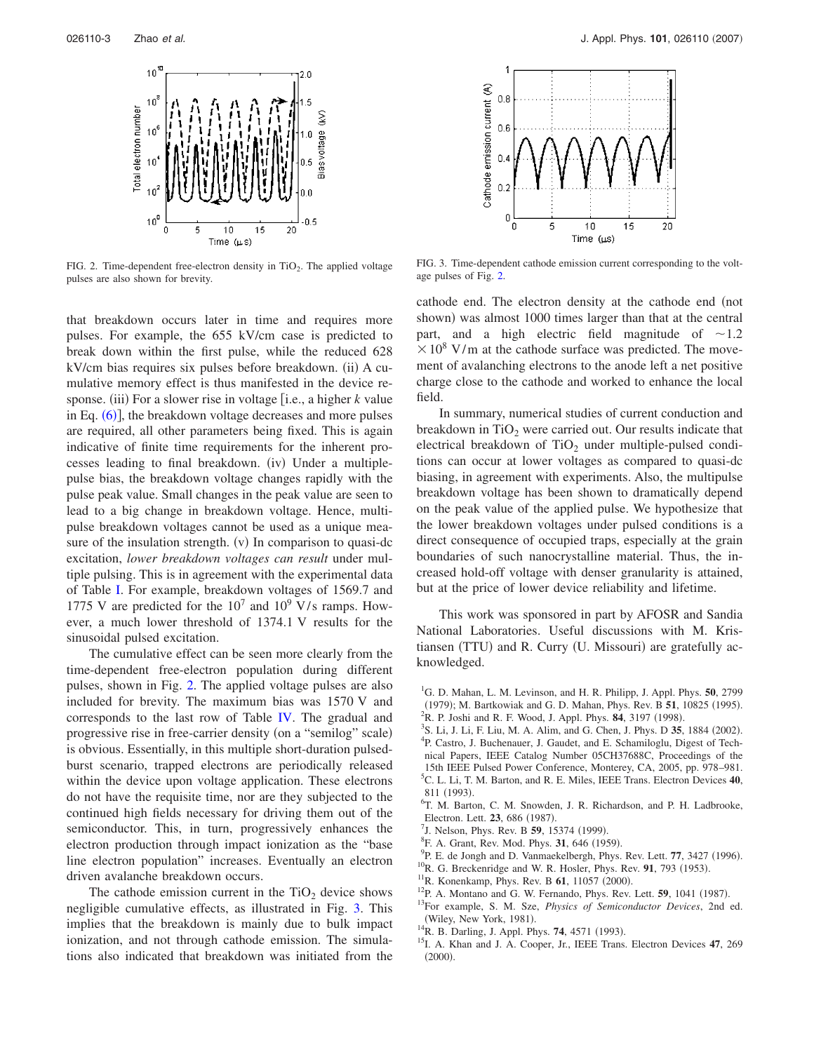$10^{10}$

$10^{8}$

$10^{6}$

$10^{4}$

$10^{2}$

$10^{0}$

Total electron number

2.0

1.5

1.0

0.5

0.0

-0.5

Bias voltage (kV)

0 5 10 15 20

Time (μs)

FIG. 2. Time-dependent free-electron density in $TiO_2$. The applied voltage pulses are also shown for brevity.

1

0.8

0.6

0.4

0.2

0

Cathode emission current (A)

0 5 10 15 20

Time (μs)

FIG. 3. Time-dependent cathode emission current corresponding to the voltage pulses of Fig. 2.

that breakdown occurs later in time and requires more pulses. For example, the 655 kV/cm case is predicted to break down within the first pulse, while the reduced 628 kV/cm bias requires six pulses before breakdown. (ii) A cumulative memory effect is thus manifested in the device response. (iii) For a slower rise in voltage [i.e., a higher $k$ value in Eq. (6)], the breakdown voltage decreases and more pulses are required, all other parameters being fixed. This is again indicative of finite time requirements for the inherent processes leading to final breakdown. (iv) Under a multiple-pulse bias, the breakdown voltage changes rapidly with the pulse peak value. Small changes in the peak value are seen to lead to a big change in breakdown voltage. Hence, multipulse breakdown voltages cannot be used as a unique measure of the insulation strength. (v) In comparison to quasi-dc excitation, *lower breakdown voltages can result* under multiple pulsing. This is in agreement with the experimental data of Table I. For example, breakdown voltages of 1569.7 and 1775 V are predicted for the $10^7$ and $10^9$ V/s ramps. However, a much lower threshold of 1374.1 V results for the sinusoidal pulsed excitation.

The cumulative effect can be seen more clearly from the time-dependent free-electron population during different pulses, shown in Fig. 2. The applied voltage pulses are also included for brevity. The maximum bias was 1570 V and corresponds to the last row of Table IV. The gradual and progressive rise in free-carrier density (on a "semilog" scale) is obvious. Essentially, in this multiple short-duration pulsed-burst scenario, trapped electrons are periodically released within the device upon voltage application. These electrons do not have the requisite time, nor are they subjected to the continued high fields necessary for driving them out of the semiconductor. This, in turn, progressively enhances the electron production through impact ionization as the "base line electron population" increases. Eventually an electron driven avalanche breakdown occurs.

The cathode emission current in the $TiO_2$ device shows negligible cumulative effects, as illustrated in Fig. 3. This implies that the breakdown is mainly due to bulk impact ionization, and not through cathode emission. The simulations also indicated that breakdown was initiated from the cathode end. The electron density at the cathode end (not shown) was almost 1000 times larger than that at the central part, and a high electric field magnitude of $\sim 1.2 \times 10^8$ V/m at the cathode surface was predicted. The movement of avalanching electrons to the anode left a net positive charge close to the cathode and worked to enhance the local field.

In summary, numerical studies of current conduction and breakdown in $TiO_2$ were carried out. Our results indicate that electrical breakdown of $TiO_2$ under multiple-pulsed conditions can occur at lower voltages as compared to quasi-dc biasing, in agreement with experiments. Also, the multipulse breakdown voltage has been shown to dramatically depend on the peak value of the applied pulse. We hypothesize that the lower breakdown voltages under pulsed conditions is a direct consequence of occupied traps, especially at the grain boundaries of such nanocrystalline material. Thus, the increased hold-off voltage with denser granularity is attained, but at the price of lower device reliability and lifetime.

This work was sponsored in part by AFOSR and Sandia National Laboratories. Useful discussions with M. Kristiansen (TTU) and R. Curry (U. Missouri) are gratefully acknowledged.

[1] G. D. Mahan, L. M. Levinson, and H. R. Philipp, J. Appl. Phys. **50**, 2799 (1979); M. Bartkowiak and G. D. Mahan, Phys. Rev. B **51**, 10825 (1995).
[2] R. P. Joshi and R. F. Wood, J. Appl. Phys. **84**, 3197 (1998).
[3] S. Li, J. Li, F. Liu, M. A. Alim, and G. Chen, J. Phys. D **35**, 1884 (2002).
[4] P. Castro, J. Buchenauer, J. Gaudet, and E. Schamiloglu, Digest of Technical Papers, IEEE Catalog Number 05CH37688C, Proceedings of the 15th IEEE Pulsed Power Conference, Monterey, CA, 2005, pp. 978–981.
[5] C. L. Li, T. M. Barton, and R. E. Miles, IEEE Trans. Electron Devices **40**, 811 (1993).
[6] T. M. Barton, C. M. Snowden, J. R. Richardson, and P. H. Ladbrooke, Electron. Lett. **23**, 686 (1987).
[7] J. Nelson, Phys. Rev. B **59**, 15374 (1999).
[8] F. A. Grant, Rev. Mod. Phys. **31**, 646 (1959).
[9] P. E. de Jongh and D. Vanmaekelbergh, Phys. Rev. Lett. **77**, 3427 (1996).
[10] R. G. Breckenridge and W. R. Hosler, Phys. Rev. **91**, 793 (1953).
[11] R. Konenkamp, Phys. Rev. B **61**, 11057 (2000).
[12] P. A. Montano and G. W. Fernando, Phys. Rev. Lett. **59**, 1041 (1987).
[13] For example, S. M. Sze, *Physics of Semiconductor Devices*, 2nd ed. (Wiley, New York, 1981).
[14] R. B. Darling, J. Appl. Phys. **74**, 4571 (1993).
[15] I. A. Khan and J. A. Cooper, Jr., IEEE Trans. Electron Devices **47**, 269 (2000).